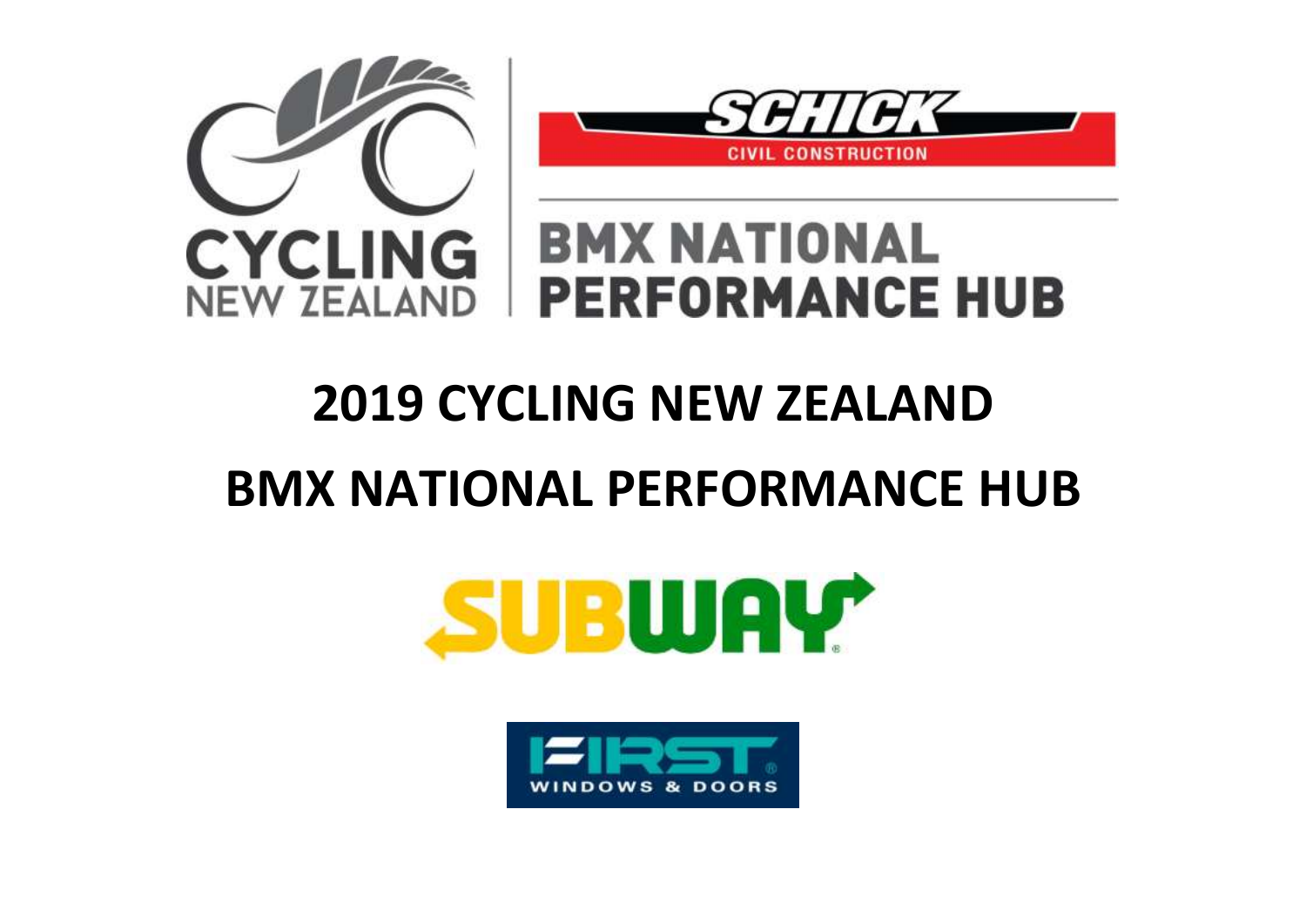CYCLING NEW ZEALAND

SCHICK CIVIL CONSTRUCTION

BMX NATIONAL PERFORMANCE HUB

# 2019 CYCLING NEW ZEALAND

# BMX NATIONAL PERFORMANCE HUB

SUBWAY

FIRST WINDOWS & DOORS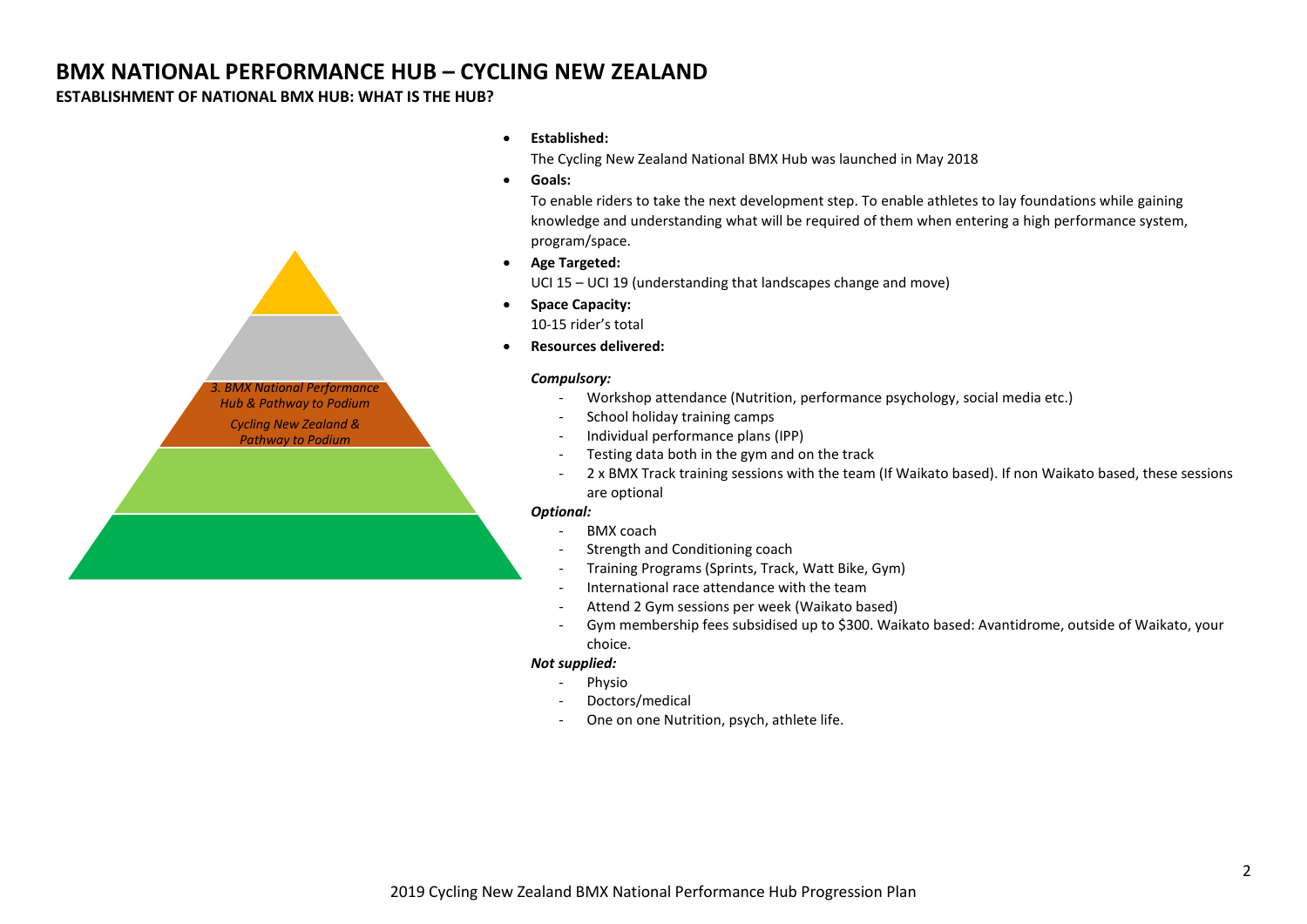# BMX NATIONAL PERFORMANCE HUB – CYCLING NEW ZEALAND

## ESTABLISHMENT OF NATIONAL BMX HUB: WHAT IS THE HUB?

*3. BMX National Performance Hub & Pathway to Podium*

*Cycling New Zealand & Pathway to Podium*

- **Established:**
  The Cycling New Zealand National BMX Hub was launched in May 2018
- **Goals:**
  To enable riders to take the next development step. To enable athletes to lay foundations while gaining knowledge and understanding what will be required of them when entering a high performance system, program/space.
- **Age Targeted:**
  UCI 15 – UCI 19 (understanding that landscapes change and move)
- **Space Capacity:**
  10-15 rider's total
- **Resources delivered:**

***Compulsory:***

- Workshop attendance (Nutrition, performance psychology, social media etc.)
- School holiday training camps
- Individual performance plans (IPP)
- Testing data both in the gym and on the track
- 2 x BMX Track training sessions with the team (If Waikato based). If non Waikato based, these sessions are optional

***Optional:***

- BMX coach
- Strength and Conditioning coach
- Training Programs (Sprints, Track, Watt Bike, Gym)
- International race attendance with the team
- Attend 2 Gym sessions per week (Waikato based)
- Gym membership fees subsidised up to $300. Waikato based: Avantidrome, outside of Waikato, your choice.

***Not supplied:***

- Physio
- Doctors/medical
- One on one Nutrition, psych, athlete life.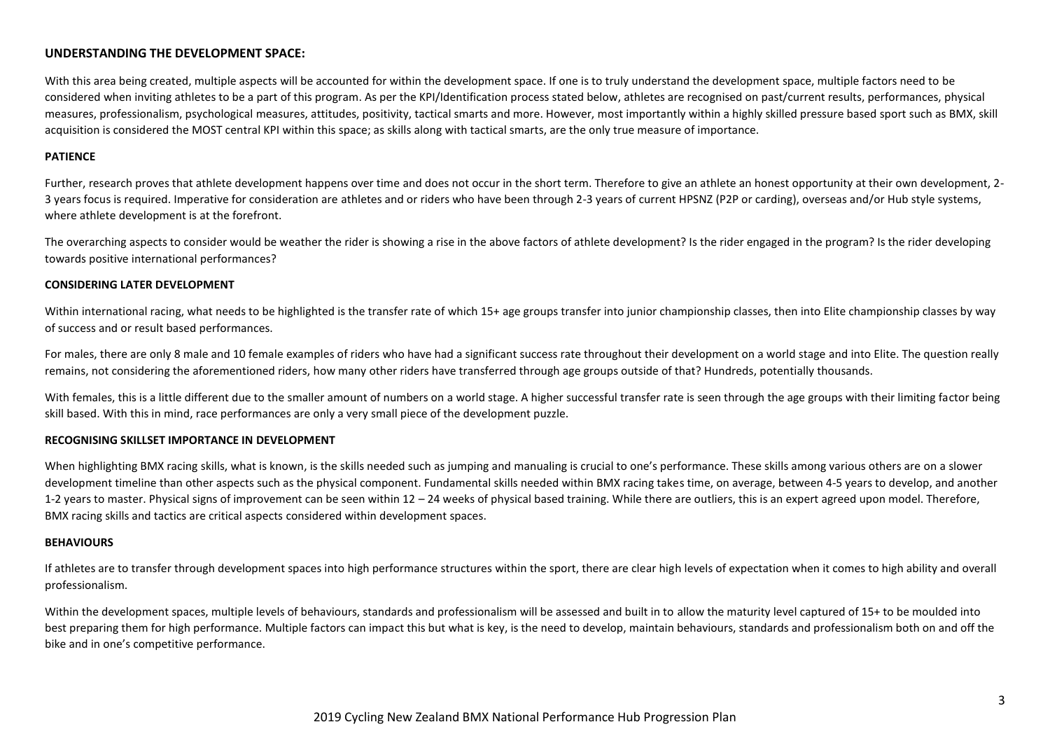## UNDERSTANDING THE DEVELOPMENT SPACE:

With this area being created, multiple aspects will be accounted for within the development space. If one is to truly understand the development space, multiple factors need to be considered when inviting athletes to be a part of this program. As per the KPI/Identification process stated below, athletes are recognised on past/current results, performances, physical measures, professionalism, psychological measures, attitudes, positivity, tactical smarts and more. However, most importantly within a highly skilled pressure based sport such as BMX, skill acquisition is considered the MOST central KPI within this space; as skills along with tactical smarts, are the only true measure of importance.

### PATIENCE

Further, research proves that athlete development happens over time and does not occur in the short term. Therefore to give an athlete an honest opportunity at their own development, 2-3 years focus is required. Imperative for consideration are athletes and or riders who have been through 2-3 years of current HPSNZ (P2P or carding), overseas and/or Hub style systems, where athlete development is at the forefront.

The overarching aspects to consider would be weather the rider is showing a rise in the above factors of athlete development? Is the rider engaged in the program? Is the rider developing towards positive international performances?

### CONSIDERING LATER DEVELOPMENT

Within international racing, what needs to be highlighted is the transfer rate of which 15+ age groups transfer into junior championship classes, then into Elite championship classes by way of success and or result based performances.

For males, there are only 8 male and 10 female examples of riders who have had a significant success rate throughout their development on a world stage and into Elite. The question really remains, not considering the aforementioned riders, how many other riders have transferred through age groups outside of that? Hundreds, potentially thousands.

With females, this is a little different due to the smaller amount of numbers on a world stage. A higher successful transfer rate is seen through the age groups with their limiting factor being skill based. With this in mind, race performances are only a very small piece of the development puzzle.

### RECOGNISING SKILLSET IMPORTANCE IN DEVELOPMENT

When highlighting BMX racing skills, what is known, is the skills needed such as jumping and manualing is crucial to one's performance. These skills among various others are on a slower development timeline than other aspects such as the physical component. Fundamental skills needed within BMX racing takes time, on average, between 4-5 years to develop, and another 1-2 years to master. Physical signs of improvement can be seen within 12 – 24 weeks of physical based training. While there are outliers, this is an expert agreed upon model. Therefore, BMX racing skills and tactics are critical aspects considered within development spaces.

### BEHAVIOURS

If athletes are to transfer through development spaces into high performance structures within the sport, there are clear high levels of expectation when it comes to high ability and overall professionalism.

Within the development spaces, multiple levels of behaviours, standards and professionalism will be assessed and built in to allow the maturity level captured of 15+ to be moulded into best preparing them for high performance. Multiple factors can impact this but what is key, is the need to develop, maintain behaviours, standards and professionalism both on and off the bike and in one's competitive performance.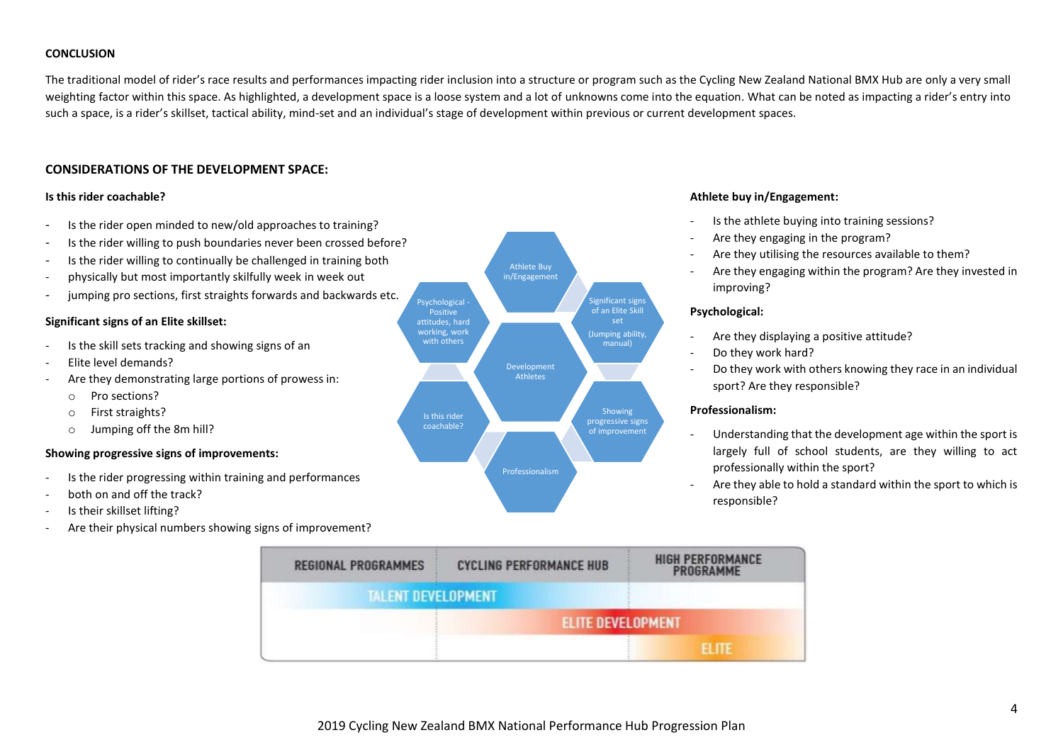**CONCLUSION**

The traditional model of rider's race results and performances impacting rider inclusion into a structure or program such as the Cycling New Zealand National BMX Hub are only a very small weighting factor within this space. As highlighted, a development space is a loose system and a lot of unknowns come into the equation. What can be noted as impacting a rider's entry into such a space, is a rider's skillset, tactical ability, mind-set and an individual's stage of development within previous or current development spaces.

## CONSIDERATIONS OF THE DEVELOPMENT SPACE:

**Is this rider coachable?**

- Is the rider open minded to new/old approaches to training?
- Is the rider willing to push boundaries never been crossed before?
- Is the rider willing to continually be challenged in training both
- physically but most importantly skilfully week in week out
- jumping pro sections, first straights forwards and backwards etc.

**Significant signs of an Elite skillset:**

- Is the skill sets tracking and showing signs of an
- Elite level demands?
- Are they demonstrating large portions of prowess in:
  - Pro sections?
  - First straights?
  - Jumping off the 8m hill?

**Showing progressive signs of improvements:**

- Is the rider progressing within training and performances
- both on and off the track?
- Is their skillset lifting?
- Are their physical numbers showing signs of improvement?

Development Athletes: Athlete Buy in/Engagement; Significant signs of an Elite Skill set (Jumping ability, manual); Showing progressive signs of improvement; Professionalism; Is this rider coachable?; Psychological - Positive attitudes, hard working, work with others

**Athlete buy in/Engagement:**

- Is the athlete buying into training sessions?
- Are they engaging in the program?
- Are they utilising the resources available to them?
- Are they engaging within the program? Are they invested in improving?

**Psychological:**

- Are they displaying a positive attitude?
- Do they work hard?
- Do they work with others knowing they race in an individual sport? Are they responsible?

**Professionalism:**

- Understanding that the development age within the sport is largely full of school students, are they willing to act professionally within the sport?
- Are they able to hold a standard within the sport to which is responsible?

| REGIONAL PROGRAMMES | CYCLING PERFORMANCE HUB | HIGH PERFORMANCE PROGRAMME |
|---|---|---|
| TALENT DEVELOPMENT | TALENT DEVELOPMENT | |
| | ELITE DEVELOPMENT | ELITE DEVELOPMENT |
| | | ELITE |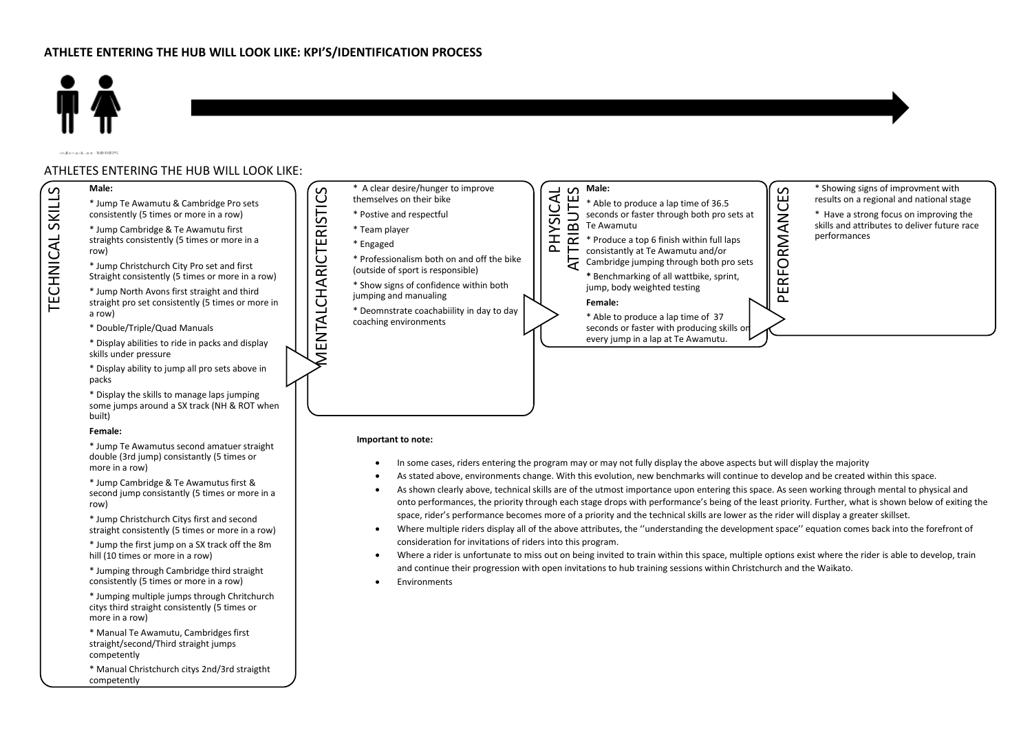# ATHLETE ENTERING THE HUB WILL LOOK LIKE: KPI'S/IDENTIFICATION PROCESS

## ATHLETES ENTERING THE HUB WILL LOOK LIKE:

### TECHNICAL SKILLS

**Male:**

* Jump Te Awamutu & Cambridge Pro sets consistently (5 times or more in a row)
* Jump Cambridge & Te Awamutu first straights consistently (5 times or more in a row)
* Jump Christchurch City Pro set and first Straight consistently (5 times or more in a row)
* Jump North Avons first straight and third straight pro set consistently (5 times or more in a row)
* Double/Triple/Quad Manuals
* Display abilities to ride in packs and display skills under pressure
* Display ability to jump all pro sets above in packs
* Display the skills to manage laps jumping some jumps around a SX track (NH & ROT when built)

**Female:**

* Jump Te Awamutus second amatuer straight double (3rd jump) consistantly (5 times or more in a row)
* Jump Cambridge & Te Awamutus first & second jump consistantly (5 times or more in a row)
* Jump Christchurch Citys first and second straight consistently (5 times or more in a row)
* Jump the first jump on a SX track off the 8m hill (10 times or more in a row)
* Jumping through Cambridge third straight consistently (5 times or more in a row)
* Jumping multiple jumps through Chritchurch citys third straight consistently (5 times or more in a row)
* Manual Te Awamutu, Cambridges first straight/second/Third straight jumps competently
* Manual Christchurch citys 2nd/3rd straigtht competently

### MENTALCHARICTERISTICS

* A clear desire/hunger to improve themselves on their bike
* Postive and respectful
* Team player
* Engaged
* Professionalism both on and off the bike (outside of sport is responsible)
* Show signs of confidence within both jumping and manualing
* Deomnstrate coachabiility in day to day coaching environments

### PHYSICAL ATTRIBUTES

**Male:**

* Able to produce a lap time of 36.5 seconds or faster through both pro sets at Te Awamutu
* Produce a top 6 finish within full laps consistantly at Te Awamutu and/or Cambridge jumping through both pro sets
* Benchmarking of all wattbike, sprint, jump, body weighted testing

**Female:**

* Able to produce a lap time of 37 seconds or faster with producing skills on every jump in a lap at Te Awamutu.

### PERFORMANCES

* Showing signs of improvment with results on a regional and national stage
* Have a strong focus on improving the skills and attributes to deliver future race performances

**Important to note:**

- In some cases, riders entering the program may or may not fully display the above aspects but will display the majority
- As stated above, environments change. With this evolution, new benchmarks will continue to develop and be created within this space.
- As shown clearly above, technical skills are of the utmost importance upon entering this space. As seen working through mental to physical and onto performances, the priority through each stage drops with performance's being of the least priority. Further, what is shown below of exiting the space, rider's performance becomes more of a priority and the technical skills are lower as the rider will display a greater skillset.
- Where multiple riders display all of the above attributes, the ''understanding the development space'' equation comes back into the forefront of consideration for invitations of riders into this program.
- Where a rider is unfortunate to miss out on being invited to train within this space, multiple options exist where the rider is able to develop, train and continue their progression with open invitations to hub training sessions within Christchurch and the Waikato.
- Environments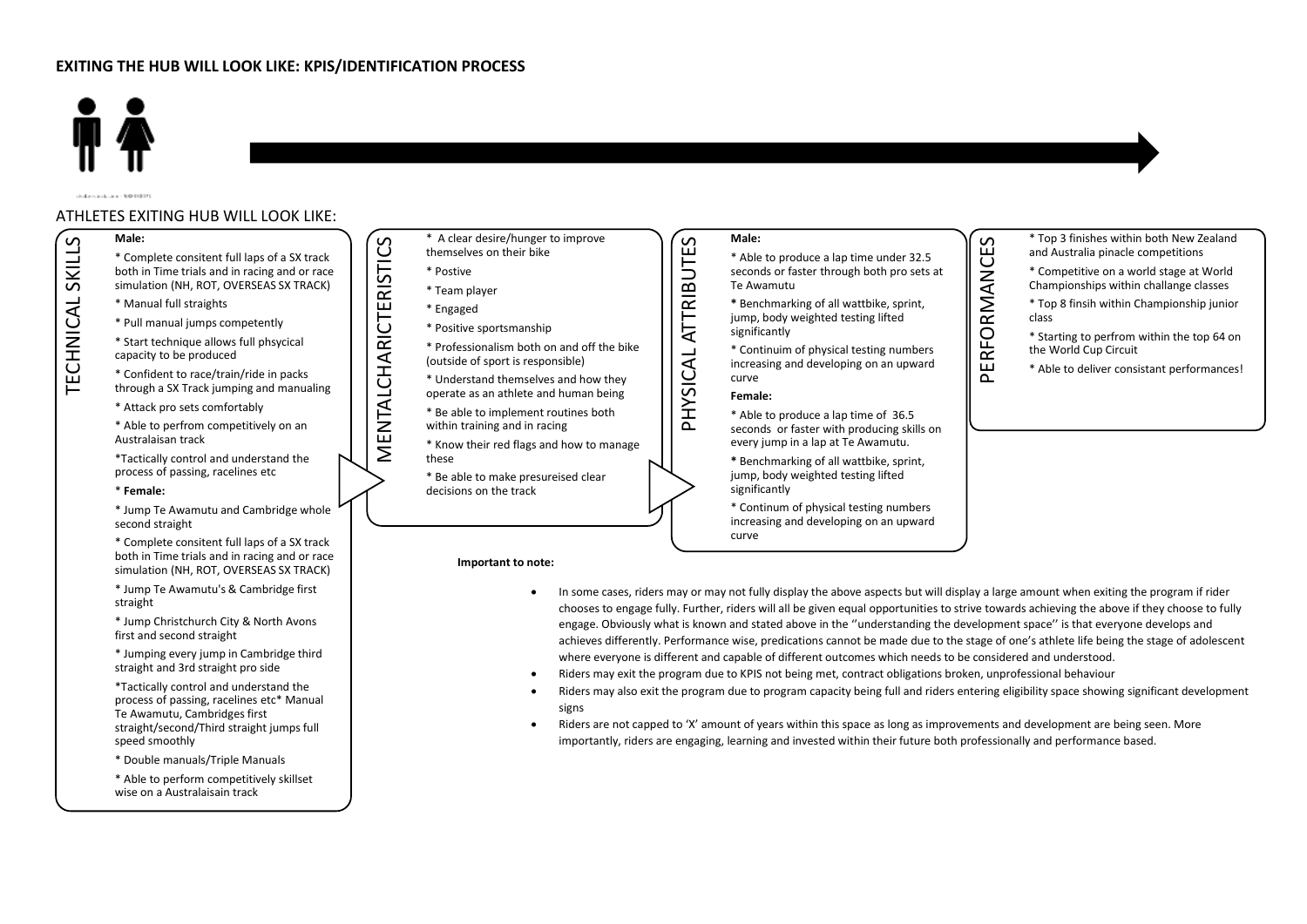## EXITING THE HUB WILL LOOK LIKE: KPIS/IDENTIFICATION PROCESS

ATHLETES EXITING HUB WILL LOOK LIKE:

### TECHNICAL SKILLS

**Male:**

* Complete consitent full laps of a SX track both in Time trials and in racing and or race simulation (NH, ROT, OVERSEAS SX TRACK)

* Manual full straights

* Pull manual jumps competently

* Start technique allows full phsycical capacity to be produced

* Confident to race/train/ride in packs through a SX Track jumping and manualing

* Attack pro sets comfortably

* Able to perfrom competitively on an Australaisan track

*Tactically control and understand the process of passing, racelines etc

* **Female:**

* Jump Te Awamutu and Cambridge whole second straight

* Complete consitent full laps of a SX track both in Time trials and in racing and or race simulation (NH, ROT, OVERSEAS SX TRACK)

* Jump Te Awamutu's & Cambridge first straight

* Jump Christchurch City & North Avons first and second straight

* Jumping every jump in Cambridge third straight and 3rd straight pro side

*Tactically control and understand the process of passing, racelines etc* Manual Te Awamutu, Cambridges first straight/second/Third straight jumps full speed smoothly

* Double manuals/Triple Manuals

* Able to perform competitively skillset wise on a Australaisain track

### MENTALCHARICTERISTICS

* A clear desire/hunger to improve themselves on their bike

* Postive

* Team player

* Engaged

* Positive sportsmanship

* Professionalism both on and off the bike (outside of sport is responsible)

* Understand themselves and how they operate as an athlete and human being

* Be able to implement routines both within training and in racing

* Know their red flags and how to manage these

* Be able to make presureised clear decisions on the track

### PHYSICAL ATTRIBUTES

**Male:**

* Able to produce a lap time under 32.5 seconds or faster through both pro sets at Te Awamutu

* Benchmarking of all wattbike, sprint, jump, body weighted testing lifted significantly

* Continuim of physical testing numbers increasing and developing on an upward curve

**Female:**

* Able to produce a lap time of 36.5 seconds or faster with producing skills on every jump in a lap at Te Awamutu.

* Benchmarking of all wattbike, sprint, jump, body weighted testing lifted significantly

* Continum of physical testing numbers increasing and developing on an upward curve

### PERFORMANCES

* Top 3 finishes within both New Zealand and Australia pinacle competitions

* Competitive on a world stage at World Championships within challange classes

* Top 8 finsih within Championship junior class

* Starting to perfrom within the top 64 on the World Cup Circuit

* Able to deliver consistant performances!

**Important to note:**

- In some cases, riders may or may not fully display the above aspects but will display a large amount when exiting the program if rider chooses to engage fully. Further, riders will all be given equal opportunities to strive towards achieving the above if they choose to fully engage. Obviously what is known and stated above in the ''understanding the development space'' is that everyone develops and achieves differently. Performance wise, predications cannot be made due to the stage of one's athlete life being the stage of adolescent where everyone is different and capable of different outcomes which needs to be considered and understood.
- Riders may exit the program due to KPIS not being met, contract obligations broken, unprofessional behaviour
- Riders may also exit the program due to program capacity being full and riders entering eligibility space showing significant development signs
- Riders are not capped to 'X' amount of years within this space as long as improvements and development are being seen. More importantly, riders are engaging, learning and invested within their future both professionally and performance based.